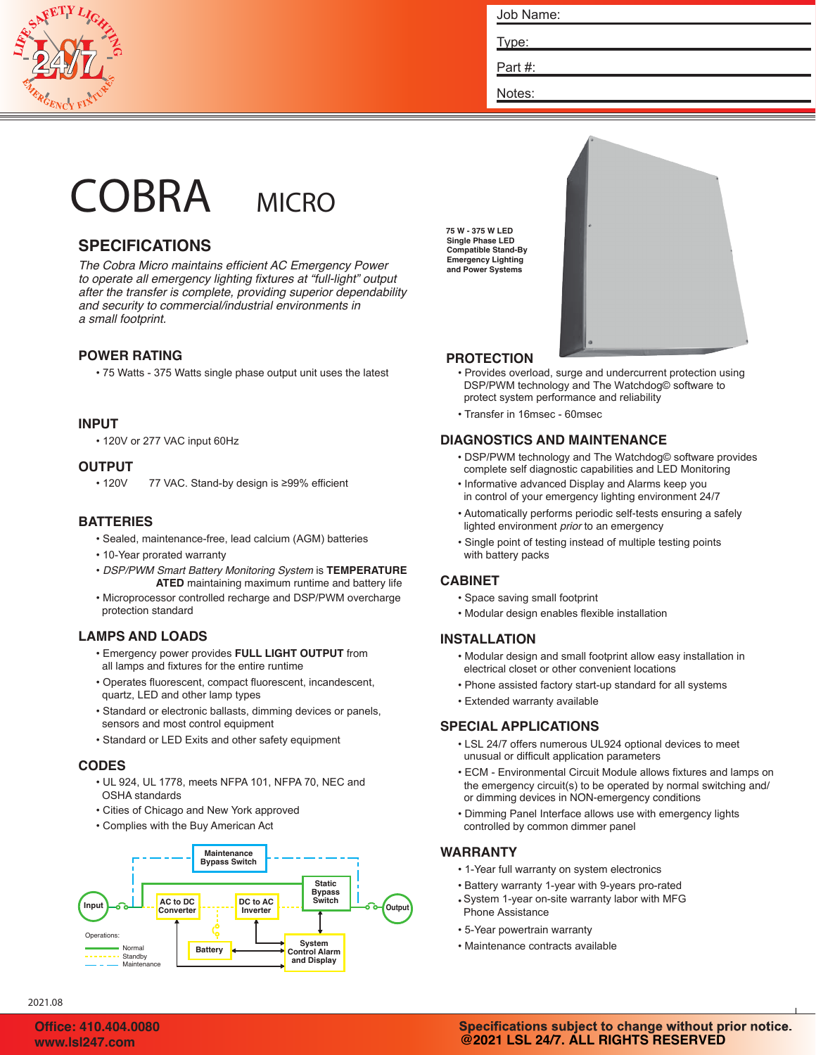Job Name:

Type:

Part #:

Notes:

# COBRA MICRO

75 W - 375 W LED Single Phase LED Compatible Stand-By Emergency Lighting and Power Systems

## SPECIFICATIONS

*The Cobra Micro maintains efficient AC Emergency Power to operate all emergency lighting fixtures at "full-light" output after the transfer is complete, providing superior dependability and security to commercial/industrial environments in a small footprint.*

### POWER RATING

- 75 Watts - 375 Watts single phase output unit uses the latest

### INPUT

- 120V or 277 VAC input 60Hz

### OUTPUT

- 120V 77 VAC. Stand-by design is ≥99% efficient

### BATTERIES

- Sealed, maintenance-free, lead calcium (AGM) batteries
- 10-Year prorated warranty
- *DSP/PWM Smart Battery Monitoring System* is **TEMPERATURE ATED** maintaining maximum runtime and battery life
- Microprocessor controlled recharge and DSP/PWM overcharge protection standard

### LAMPS AND LOADS

- Emergency power provides **FULL LIGHT OUTPUT** from all lamps and fixtures for the entire runtime
- Operates fluorescent, compact fluorescent, incandescent, quartz, LED and other lamp types
- Standard or electronic ballasts, dimming devices or panels, sensors and most control equipment
- Standard or LED Exits and other safety equipment

### CODES

- UL 924, UL 1778, meets NFPA 101, NFPA 70, NEC and OSHA standards
- Cities of Chicago and New York approved
- Complies with the Buy American Act

Maintenance Bypass Switch · Input · AC to DC Converter · DC to AC Inverter · Static Bypass Switch · Output · Battery · System Control Alarm and Display

Operations: Normal · Standby · Maintenance

### PROTECTION

- Provides overload, surge and undercurrent protection using DSP/PWM technology and The Watchdog© software to protect system performance and reliability
- Transfer in 16msec - 60msec

### DIAGNOSTICS AND MAINTENANCE

- DSP/PWM technology and The Watchdog© software provides complete self diagnostic capabilities and LED Monitoring
- Informative advanced Display and Alarms keep you in control of your emergency lighting environment 24/7
- Automatically performs periodic self-tests ensuring a safely lighted environment *prior* to an emergency
- Single point of testing instead of multiple testing points with battery packs

### CABINET

- Space saving small footprint
- Modular design enables flexible installation

### INSTALLATION

- Modular design and small footprint allow easy installation in electrical closet or other convenient locations
- Phone assisted factory start-up standard for all systems
- Extended warranty available

### SPECIAL APPLICATIONS

- LSL 24/7 offers numerous UL924 optional devices to meet unusual or difficult application parameters
- ECM - Environmental Circuit Module allows fixtures and lamps on the emergency circuit(s) to be operated by normal switching and/or dimming devices in NON-emergency conditions
- Dimming Panel Interface allows use with emergency lights controlled by common dimmer panel

### WARRANTY

- 1-Year full warranty on system electronics
- Battery warranty 1-year with 9-years pro-rated
- System 1-year on-site warranty labor with MFG Phone Assistance
- 5-Year powertrain warranty
- Maintenance contracts available

2021.08

**Office: 410.404.0080**
**www.lsl247.com**

**Specifications subject to change without prior notice.**
**@2021 LSL 24/7. ALL RIGHTS RESERVED**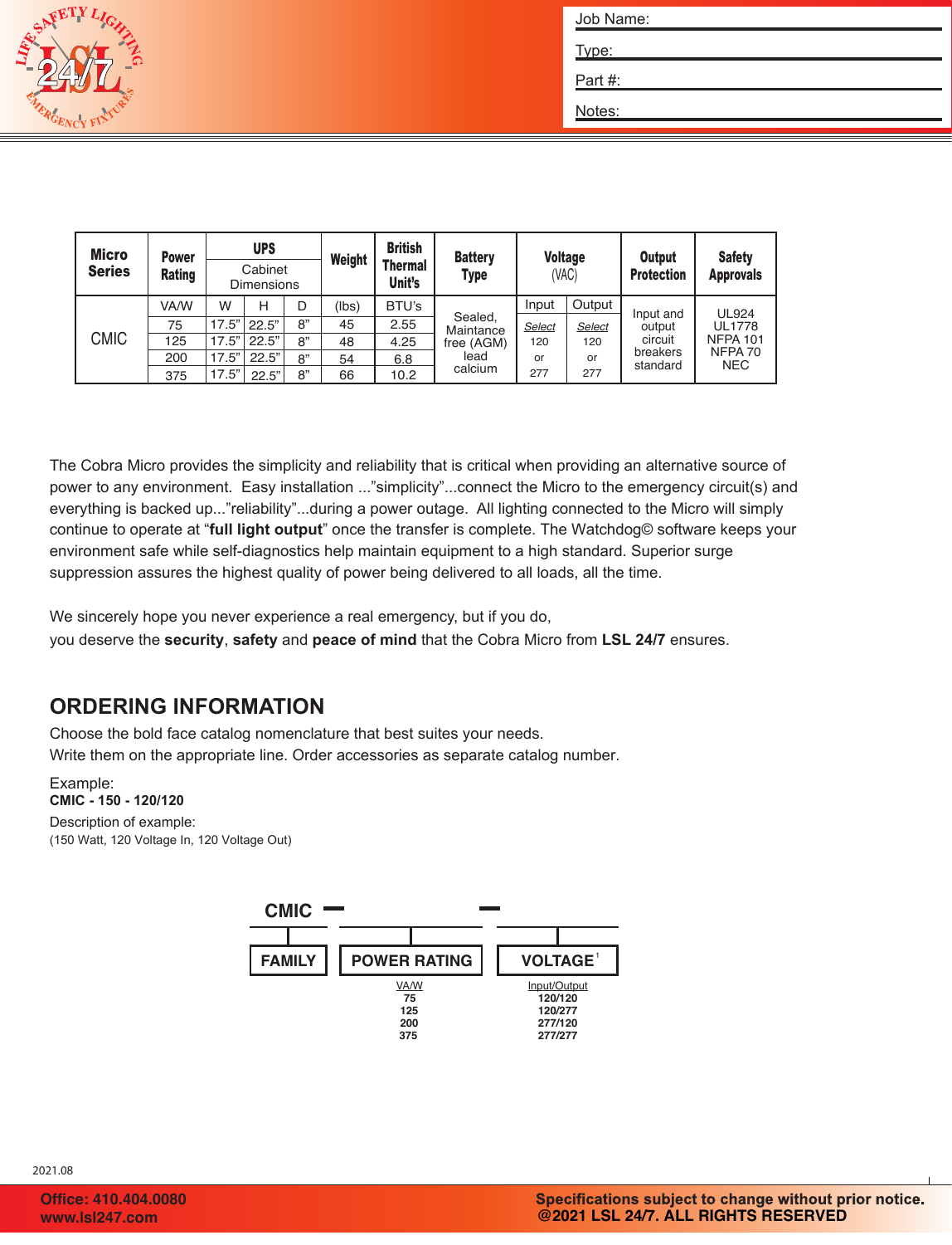Job Name:

Type:

Part #:

Notes:

| Micro Series | Power Rating | UPS Cabinet Dimensions | | | Weight | British Thermal Unit's | Battery Type | Voltage (VAC) | | Output Protection | Safety Approvals |
|---|---|---|---|---|---|---|---|---|---|---|---|
| | VA/W | W | H | D | (lbs) | BTU's | | Input | Output | | |
| CMIC | 75 | 17.5" | 22.5" | 8" | 45 | 2.55 | Sealed, Maintance free (AGM) lead calcium | Select 120 or 277 | Select 120 or 277 | Input and output circuit breakers standard | UL924 UL1778 NFPA 101 NFPA 70 NEC |
| | 125 | 17.5" | 22.5" | 8" | 48 | 4.25 | | | | | |
| | 200 | 17.5" | 22.5" | 8" | 54 | 6.8 | | | | | |
| | 375 | 17.5" | 22.5" | 8" | 66 | 10.2 | | | | | |

The Cobra Micro provides the simplicity and reliability that is critical when providing an alternative source of power to any environment. Easy installation ..."simplicity"...connect the Micro to the emergency circuit(s) and everything is backed up..."reliability"...during a power outage. All lighting connected to the Micro will simply continue to operate at "**full light output**" once the transfer is complete. The Watchdog© software keeps your environment safe while self-diagnostics help maintain equipment to a high standard. Superior surge suppression assures the highest quality of power being delivered to all loads, all the time.

We sincerely hope you never experience a real emergency, but if you do,
you deserve the **security**, **safety** and **peace of mind** that the Cobra Micro from **LSL 24/7** ensures.

## ORDERING INFORMATION

Choose the bold face catalog nomenclature that best suites your needs.
Write them on the appropriate line. Order accessories as separate catalog number.

Example:
**CMIC - 150 - 120/120**

Description of example:
(150 Watt, 120 Voltage In, 120 Voltage Out)

**CMIC** – ______ – ______

| FAMILY | POWER RATING | VOLTAGE[1] |
|---|---|---|
| | VA/W | Input/Output |
| | **75** | **120/120** |
| | **125** | **120/277** |
| | **200** | **277/120** |
| | **375** | **277/277** |

2021.08

Office: 410.404.0080
www.lsl247.com

Specifications subject to change without prior notice.
@2021 LSL 24/7. ALL RIGHTS RESERVED